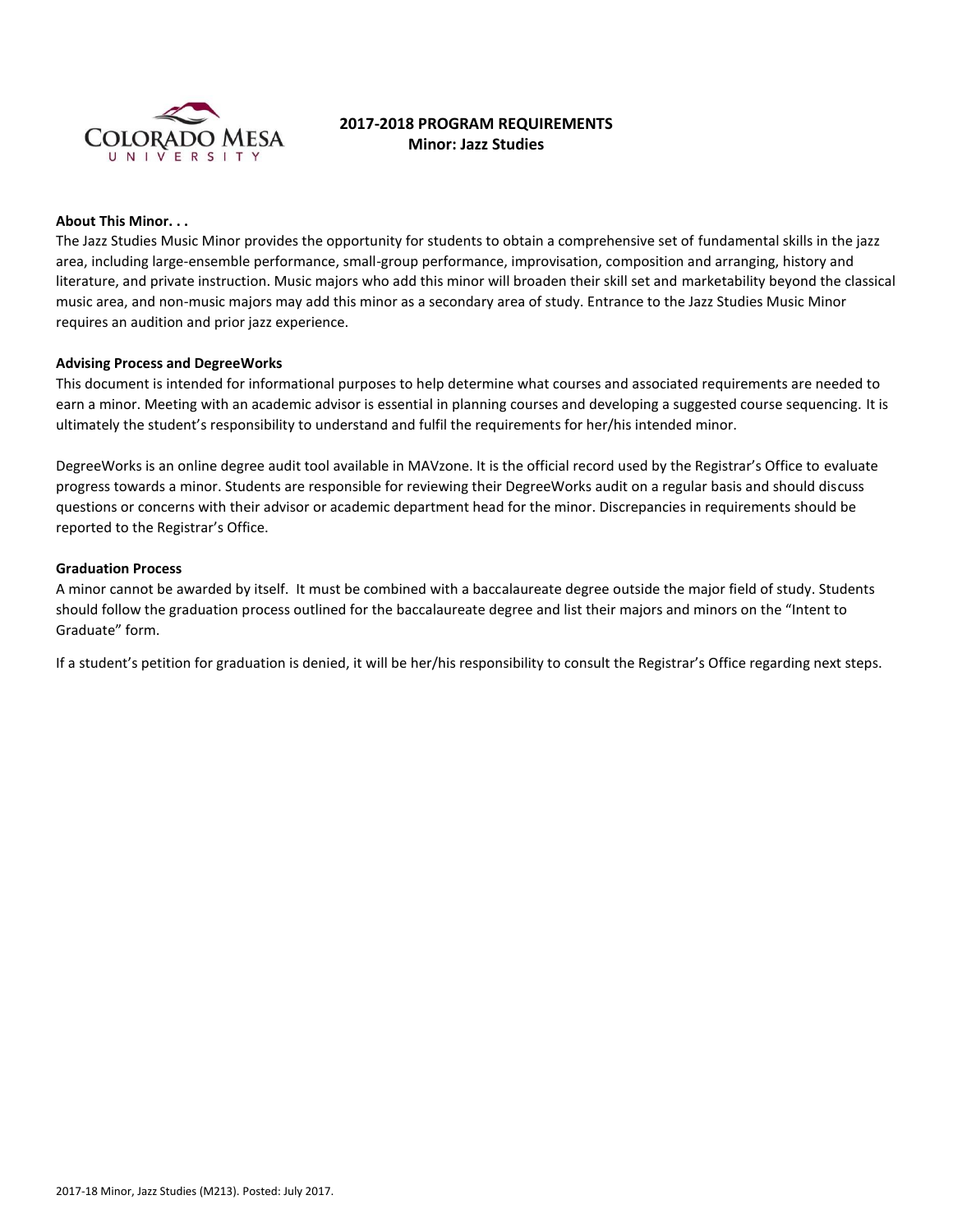# 2017-2018 PROGRAM REQUIREMENTS

## Minor: Jazz Studies

**About This Minor. . .**

The Jazz Studies Music Minor provides the opportunity for students to obtain a comprehensive set of fundamental skills in the jazz area, including large-ensemble performance, small-group performance, improvisation, composition and arranging, history and literature, and private instruction. Music majors who add this minor will broaden their skill set and marketability beyond the classical music area, and non-music majors may add this minor as a secondary area of study. Entrance to the Jazz Studies Music Minor requires an audition and prior jazz experience.

**Advising Process and DegreeWorks**

This document is intended for informational purposes to help determine what courses and associated requirements are needed to earn a minor. Meeting with an academic advisor is essential in planning courses and developing a suggested course sequencing. It is ultimately the student's responsibility to understand and fulfil the requirements for her/his intended minor.

DegreeWorks is an online degree audit tool available in MAVzone. It is the official record used by the Registrar's Office to evaluate progress towards a minor. Students are responsible for reviewing their DegreeWorks audit on a regular basis and should discuss questions or concerns with their advisor or academic department head for the minor. Discrepancies in requirements should be reported to the Registrar's Office.

**Graduation Process**

A minor cannot be awarded by itself. It must be combined with a baccalaureate degree outside the major field of study. Students should follow the graduation process outlined for the baccalaureate degree and list their majors and minors on the "Intent to Graduate" form.

If a student's petition for graduation is denied, it will be her/his responsibility to consult the Registrar's Office regarding next steps.

2017-18 Minor, Jazz Studies (M213). Posted: July 2017.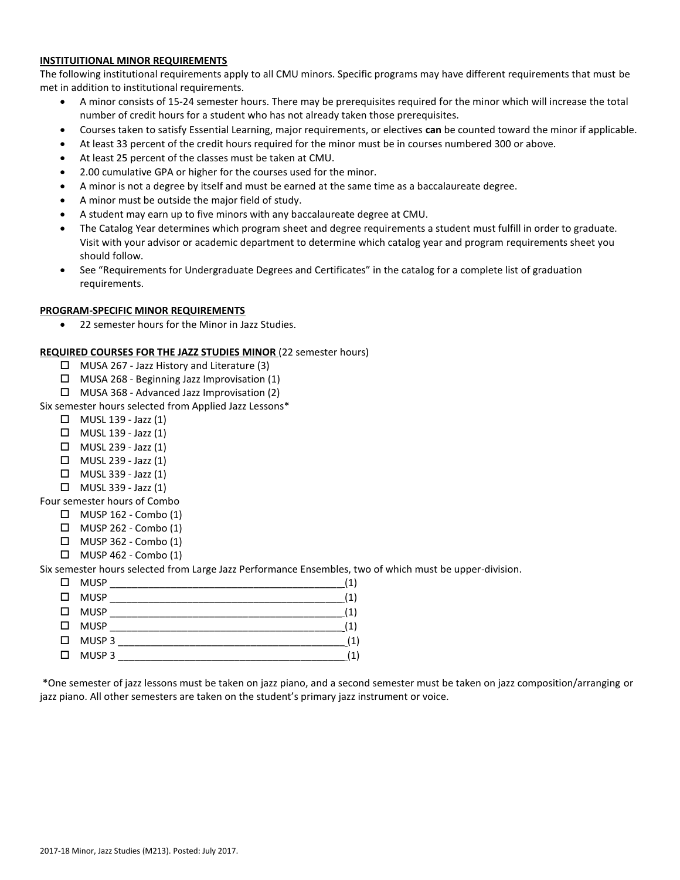**INSTIITUITIONAL MINOR REQUIREMENTS**

The following institutional requirements apply to all CMU minors. Specific programs may have different requirements that must be met in addition to institutional requirements.

- A minor consists of 15-24 semester hours. There may be prerequisites required for the minor which will increase the total number of credit hours for a student who has not already taken those prerequisites.
- Courses taken to satisfy Essential Learning, major requirements, or electives **can** be counted toward the minor if applicable.
- At least 33 percent of the credit hours required for the minor must be in courses numbered 300 or above.
- At least 25 percent of the classes must be taken at CMU.
- 2.00 cumulative GPA or higher for the courses used for the minor.
- A minor is not a degree by itself and must be earned at the same time as a baccalaureate degree.
- A minor must be outside the major field of study.
- A student may earn up to five minors with any baccalaureate degree at CMU.
- The Catalog Year determines which program sheet and degree requirements a student must fulfill in order to graduate. Visit with your advisor or academic department to determine which catalog year and program requirements sheet you should follow.
- See "Requirements for Undergraduate Degrees and Certificates" in the catalog for a complete list of graduation requirements.

**PROGRAM-SPECIFIC MINOR REQUIREMENTS**

- 22 semester hours for the Minor in Jazz Studies.

**REQUIRED COURSES FOR THE JAZZ STUDIES MINOR** (22 semester hours)

- ☐ MUSA 267 - Jazz History and Literature (3)
- ☐ MUSA 268 - Beginning Jazz Improvisation (1)
- ☐ MUSA 368 - Advanced Jazz Improvisation (2)

Six semester hours selected from Applied Jazz Lessons*

- ☐ MUSL 139 - Jazz (1)
- ☐ MUSL 139 - Jazz (1)
- ☐ MUSL 239 - Jazz (1)
- ☐ MUSL 239 - Jazz (1)
- ☐ MUSL 339 - Jazz (1)
- ☐ MUSL 339 - Jazz (1)

Four semester hours of Combo

- ☐ MUSP 162 - Combo (1)
- ☐ MUSP 262 - Combo (1)
- ☐ MUSP 362 - Combo (1)
- ☐ MUSP 462 - Combo (1)

Six semester hours selected from Large Jazz Performance Ensembles, two of which must be upper-division.

- ☐ MUSP ___________________________________________(1)
- ☐ MUSP ___________________________________________(1)
- ☐ MUSP ___________________________________________(1)
- ☐ MUSP ___________________________________________(1)
- ☐ MUSP 3 _________________________________________(1)
- ☐ MUSP 3 _________________________________________(1)

*One semester of jazz lessons must be taken on jazz piano, and a second semester must be taken on jazz composition/arranging or jazz piano. All other semesters are taken on the student's primary jazz instrument or voice.

2017-18 Minor, Jazz Studies (M213). Posted: July 2017.